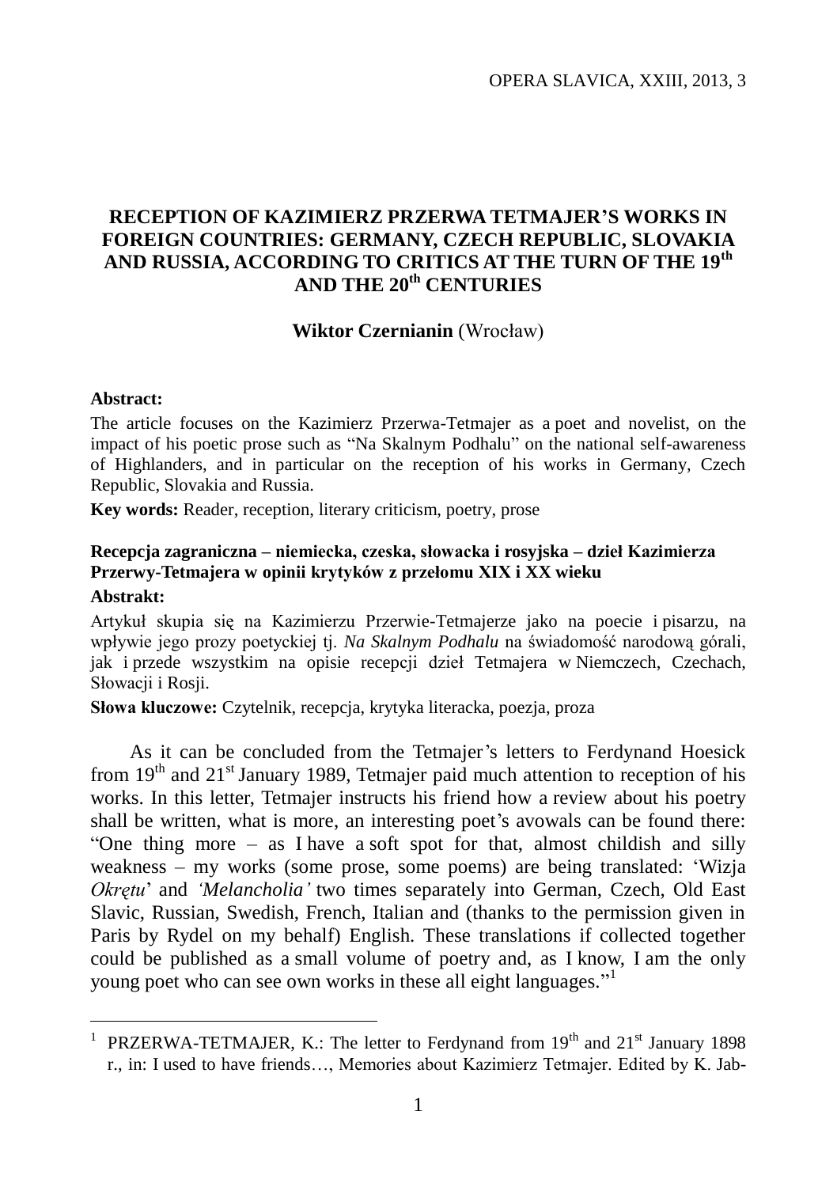# RECEPTION OF KAZIMIERZ PRZERWA TETMAJER'S WORKS IN FOREIGN COUNTRIES: GERMANY, CZECH REPUBLIC, SLOVAKIA AND RUSSIA, ACCORDING TO CRITICS AT THE TURN OF THE 19th AND THE 20th CENTURIES

**Wiktor Czernianin** (Wrocław)

**Abstract:**

The article focuses on the Kazimierz Przerwa-Tetmajer as a poet and novelist, on the impact of his poetic prose such as "Na Skalnym Podhalu" on the national self-awareness of Highlanders, and in particular on the reception of his works in Germany, Czech Republic, Slovakia and Russia.

**Key words:** Reader, reception, literary criticism, poetry, prose

**Recepcja zagraniczna – niemiecka, czeska, słowacka i rosyjska – dzieł Kazimierza Przerwy-Tetmajera w opinii krytyków z przełomu XIX i XX wieku**

**Abstrakt:**

Artykuł skupia się na Kazimierzu Przerwie-Tetmajerze jako na poecie i pisarzu, na wpływie jego prozy poetyckiej tj. *Na Skalnym Podhalu* na świadomość narodową górali, jak i przede wszystkim na opisie recepcji dzieł Tetmajera w Niemczech, Czechach, Słowacji i Rosji.

**Słowa kluczowe:** Czytelnik, recepcja, krytyka literacka, poezja, proza

As it can be concluded from the Tetmajer's letters to Ferdynand Hoesick from 19th and 21st January 1989, Tetmajer paid much attention to reception of his works. In this letter, Tetmajer instructs his friend how a review about his poetry shall be written, what is more, an interesting poet's avowals can be found there: "One thing more – as I have a soft spot for that, almost childish and silly weakness – my works (some prose, some poems) are being translated: 'Wizja *Okrętu*' and *'Melancholia'* two times separately into German, Czech, Old East Slavic, Russian, Swedish, French, Italian and (thanks to the permission given in Paris by Rydel on my behalf) English. These translations if collected together could be published as a small volume of poetry and, as I know, I am the only young poet who can see own works in these all eight languages."[1]

---

[1] PRZERWA-TETMAJER, K.: The letter to Ferdynand from 19th and 21st January 1898 r., in: I used to have friends…, Memories about Kazimierz Tetmajer. Edited by K. Jab-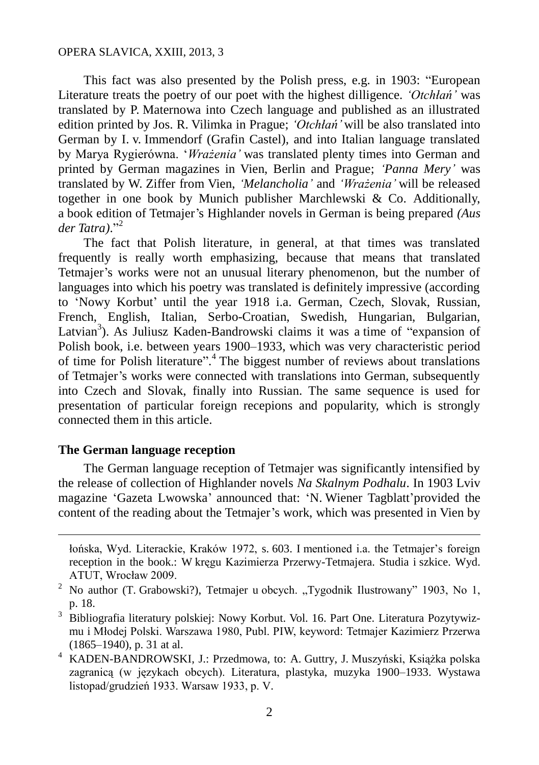This fact was also presented by the Polish press, e.g. in 1903: "European Literature treats the poetry of our poet with the highest dilligence. *'Otchłań'* was translated by P. Maternowa into Czech language and published as an illustrated edition printed by Jos. R. Vilimka in Prague; *'Otchłań'* will be also translated into German by I. v. Immendorf (Grafin Castel), and into Italian language translated by Marya Rygierówna. '*Wrażenia'* was translated plenty times into German and printed by German magazines in Vien, Berlin and Prague; *'Panna Mery'* was translated by W. Ziffer from Vien, *'Melancholia'* and *'Wrażenia'* will be released together in one book by Munich publisher Marchlewski & Co. Additionally, a book edition of Tetmajer's Highlander novels in German is being prepared *(Aus der Tatra)*."[2]

The fact that Polish literature, in general, at that times was translated frequently is really worth emphasizing, because that means that translated Tetmajer's works were not an unusual literary phenomenon, but the number of languages into which his poetry was translated is definitely impressive (according to 'Nowy Korbut' until the year 1918 i.a. German, Czech, Slovak, Russian, French, English, Italian, Serbo-Croatian, Swedish, Hungarian, Bulgarian, Latvian[3]). As Juliusz Kaden-Bandrowski claims it was a time of "expansion of Polish book, i.e. between years 1900–1933, which was very characteristic period of time for Polish literature".[4] The biggest number of reviews about translations of Tetmajer's works were connected with translations into German, subsequently into Czech and Slovak, finally into Russian. The same sequence is used for presentation of particular foreign recepions and popularity, which is strongly connected them in this article.

## The German language reception

The German language reception of Tetmajer was significantly intensified by the release of collection of Highlander novels *Na Skalnym Podhalu*. In 1903 Lviv magazine 'Gazeta Lwowska' announced that: 'N. Wiener Tagblatt'provided the content of the reading about the Tetmajer's work, which was presented in Vien by

---

łońska, Wyd. Literackie, Kraków 1972, s. 603. I mentioned i.a. the Tetmajer's foreign reception in the book.: W kręgu Kazimierza Przerwy-Tetmajera. Studia i szkice. Wyd. ATUT, Wrocław 2009.

[2] No author (T. Grabowski?), Tetmajer u obcych. „Tygodnik Ilustrowany" 1903, No 1, p. 18.

[3] Bibliografia literatury polskiej: Nowy Korbut. Vol. 16. Part One. Literatura Pozytywizmu i Młodej Polski. Warszawa 1980, Publ. PIW, keyword: Tetmajer Kazimierz Przerwa (1865–1940), p. 31 at al.

[4] KADEN-BANDROWSKI, J.: Przedmowa, to: A. Guttry, J. Muszyński, Książka polska zagranicą (w językach obcych). Literatura, plastyka, muzyka 1900–1933. Wystawa listopad/grudzień 1933. Warsaw 1933, p. V.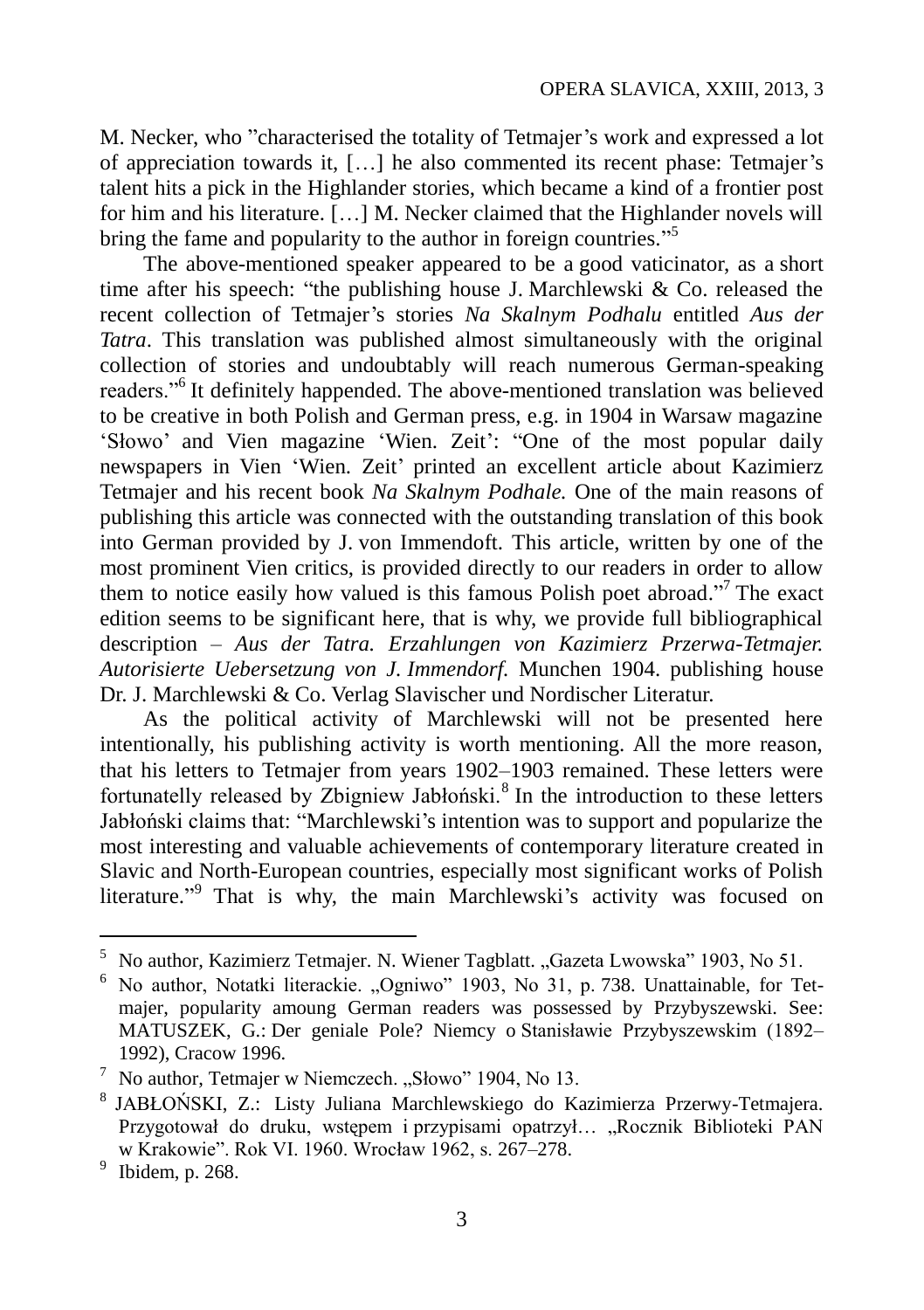M. Necker, who "characterised the totality of Tetmajer's work and expressed a lot of appreciation towards it, […] he also commented its recent phase: Tetmajer's talent hits a pick in the Highlander stories, which became a kind of a frontier post for him and his literature. […] M. Necker claimed that the Highlander novels will bring the fame and popularity to the author in foreign countries."[5]

The above-mentioned speaker appeared to be a good vaticinator, as a short time after his speech: "the publishing house J. Marchlewski & Co. released the recent collection of Tetmajer's stories *Na Skalnym Podhalu* entitled *Aus der Tatra*. This translation was published almost simultaneously with the original collection of stories and undoubtably will reach numerous German-speaking readers."[6] It definitely happended. The above-mentioned translation was believed to be creative in both Polish and German press, e.g. in 1904 in Warsaw magazine 'Słowo' and Vien magazine 'Wien. Zeit': "One of the most popular daily newspapers in Vien 'Wien. Zeit' printed an excellent article about Kazimierz Tetmajer and his recent book *Na Skalnym Podhale.* One of the main reasons of publishing this article was connected with the outstanding translation of this book into German provided by J. von Immendoft. This article, written by one of the most prominent Vien critics, is provided directly to our readers in order to allow them to notice easily how valued is this famous Polish poet abroad."[7] The exact edition seems to be significant here, that is why, we provide full bibliographical description – *Aus der Tatra. Erzahlungen von Kazimierz Przerwa-Tetmajer. Autorisierte Uebersetzung von J. Immendorf.* Munchen 1904. publishing house Dr. J. Marchlewski & Co. Verlag Slavischer und Nordischer Literatur.

As the political activity of Marchlewski will not be presented here intentionally, his publishing activity is worth mentioning. All the more reason, that his letters to Tetmajer from years 1902–1903 remained. These letters were fortunatelly released by Zbigniew Jabłoński.[8] In the introduction to these letters Jabłoński claims that: "Marchlewski's intention was to support and popularize the most interesting and valuable achievements of contemporary literature created in Slavic and North-European countries, especially most significant works of Polish literature."[9] That is why, the main Marchlewski's activity was focused on

---

[5] No author, Kazimierz Tetmajer. N. Wiener Tagblatt. „Gazeta Lwowska" 1903, No 51.

[6] No author, Notatki literackie. „Ogniwo" 1903, No 31, p. 738. Unattainable, for Tetmajer, popularity amoung German readers was possessed by Przybyszewski. See: MATUSZEK, G.: Der geniale Pole? Niemcy o Stanisławie Przybyszewskim (1892–1992), Cracow 1996.

[7] No author, Tetmajer w Niemczech. „Słowo" 1904, No 13.

[8] JABŁOŃSKI, Z.: Listy Juliana Marchlewskiego do Kazimierza Przerwy-Tetmajera. Przygotował do druku, wstępem i przypisami opatrzył… „Rocznik Biblioteki PAN w Krakowie". Rok VI. 1960. Wrocław 1962, s. 267–278.

[9] Ibidem, p. 268.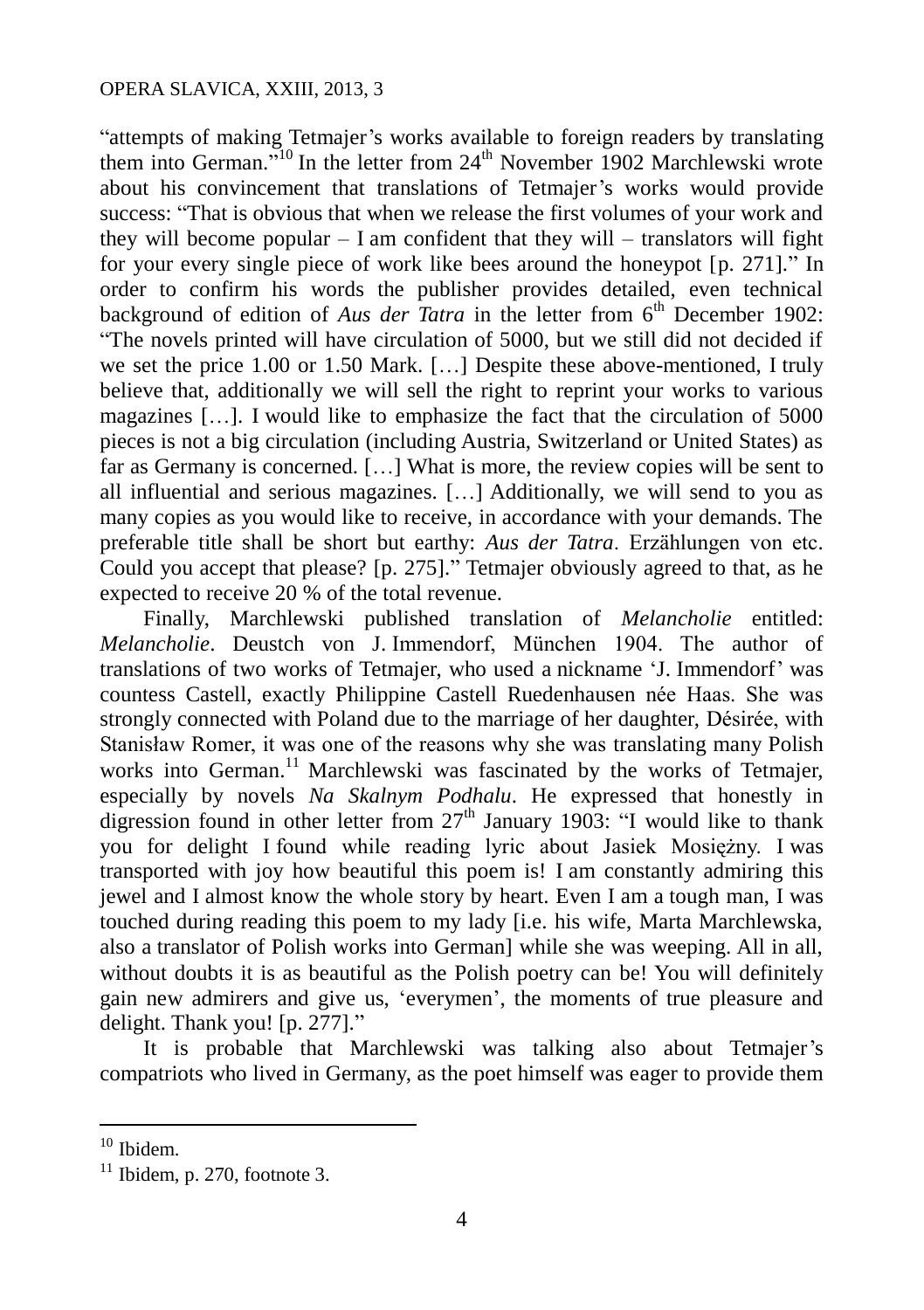"attempts of making Tetmajer's works available to foreign readers by translating them into German."[10] In the letter from 24th November 1902 Marchlewski wrote about his convincement that translations of Tetmajer's works would provide success: "That is obvious that when we release the first volumes of your work and they will become popular – I am confident that they will – translators will fight for your every single piece of work like bees around the honeypot [p. 271]." In order to confirm his words the publisher provides detailed, even technical background of edition of *Aus der Tatra* in the letter from 6th December 1902: "The novels printed will have circulation of 5000, but we still did not decided if we set the price 1.00 or 1.50 Mark. […] Despite these above-mentioned, I truly believe that, additionally we will sell the right to reprint your works to various magazines […]. I would like to emphasize the fact that the circulation of 5000 pieces is not a big circulation (including Austria, Switzerland or United States) as far as Germany is concerned. […] What is more, the review copies will be sent to all influential and serious magazines. […] Additionally, we will send to you as many copies as you would like to receive, in accordance with your demands. The preferable title shall be short but earthy: *Aus der Tatra*. Erzählungen von etc. Could you accept that please? [p. 275]." Tetmajer obviously agreed to that, as he expected to receive 20 % of the total revenue.

Finally, Marchlewski published translation of *Melancholie* entitled: *Melancholie*. Deustch von J. Immendorf, München 1904. The author of translations of two works of Tetmajer, who used a nickname 'J. Immendorf' was countess Castell, exactly Philippine Castell Ruedenhausen née Haas. She was strongly connected with Poland due to the marriage of her daughter, Désirée, with Stanisław Romer, it was one of the reasons why she was translating many Polish works into German.[11] Marchlewski was fascinated by the works of Tetmajer, especially by novels *Na Skalnym Podhalu*. He expressed that honestly in digression found in other letter from 27th January 1903: "I would like to thank you for delight I found while reading lyric about Jasiek Mosiężny. I was transported with joy how beautiful this poem is! I am constantly admiring this jewel and I almost know the whole story by heart. Even I am a tough man, I was touched during reading this poem to my lady [i.e. his wife, Marta Marchlewska, also a translator of Polish works into German] while she was weeping. All in all, without doubts it is as beautiful as the Polish poetry can be! You will definitely gain new admirers and give us, 'everymen', the moments of true pleasure and delight. Thank you! [p. 277]."

It is probable that Marchlewski was talking also about Tetmajer's compatriots who lived in Germany, as the poet himself was eager to provide them

---

[10] Ibidem.

[11] Ibidem, p. 270, footnote 3.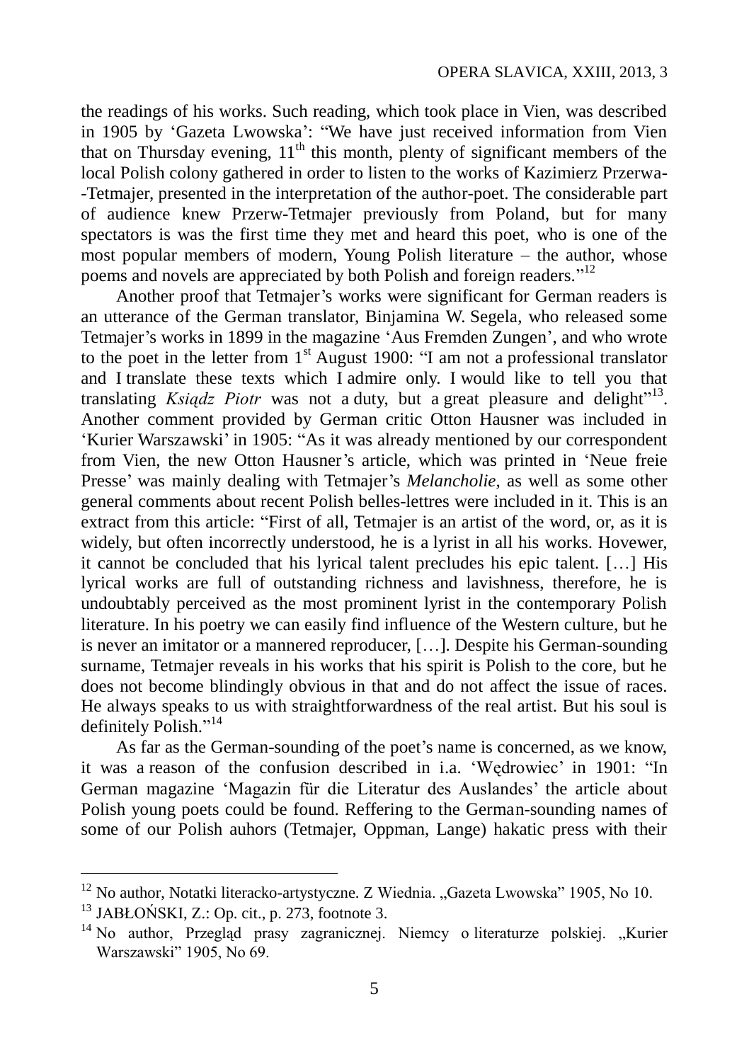the readings of his works. Such reading, which took place in Vien, was described in 1905 by 'Gazeta Lwowska': "We have just received information from Vien that on Thursday evening, 11th this month, plenty of significant members of the local Polish colony gathered in order to listen to the works of Kazimierz Przerwa--Tetmajer, presented in the interpretation of the author-poet. The considerable part of audience knew Przerw-Tetmajer previously from Poland, but for many spectators is was the first time they met and heard this poet, who is one of the most popular members of modern, Young Polish literature – the author, whose poems and novels are appreciated by both Polish and foreign readers."[12]

Another proof that Tetmajer's works were significant for German readers is an utterance of the German translator, Binjamina W. Segela, who released some Tetmajer's works in 1899 in the magazine 'Aus Fremden Zungen', and who wrote to the poet in the letter from 1st August 1900: "I am not a professional translator and I translate these texts which I admire only. I would like to tell you that translating *Ksiądz Piotr* was not a duty, but a great pleasure and delight"[13]. Another comment provided by German critic Otton Hausner was included in 'Kurier Warszawski' in 1905: "As it was already mentioned by our correspondent from Vien, the new Otton Hausner's article, which was printed in 'Neue freie Presse' was mainly dealing with Tetmajer's *Melancholie*, as well as some other general comments about recent Polish belles-lettres were included in it. This is an extract from this article: "First of all, Tetmajer is an artist of the word, or, as it is widely, but often incorrectly understood, he is a lyrist in all his works. Hovewer, it cannot be concluded that his lyrical talent precludes his epic talent. […] His lyrical works are full of outstanding richness and lavishness, therefore, he is undoubtably perceived as the most prominent lyrist in the contemporary Polish literature. In his poetry we can easily find influence of the Western culture, but he is never an imitator or a mannered reproducer, […]. Despite his German-sounding surname, Tetmajer reveals in his works that his spirit is Polish to the core, but he does not become blindingly obvious in that and do not affect the issue of races. He always speaks to us with straightforwardness of the real artist. But his soul is definitely Polish."[14]

As far as the German-sounding of the poet's name is concerned, as we know, it was a reason of the confusion described in i.a. 'Wędrowiec' in 1901: "In German magazine 'Magazin für die Literatur des Auslandes' the article about Polish young poets could be found. Reffering to the German-sounding names of some of our Polish auhors (Tetmajer, Oppman, Lange) hakatic press with their

---

[12] No author, Notatki literacko-artystyczne. Z Wiednia. „Gazeta Lwowska" 1905, No 10.

[13] JABŁOŃSKI, Z.: Op. cit., p. 273, footnote 3.

[14] No author, Przegląd prasy zagranicznej. Niemcy o literaturze polskiej. „Kurier Warszawski" 1905, No 69.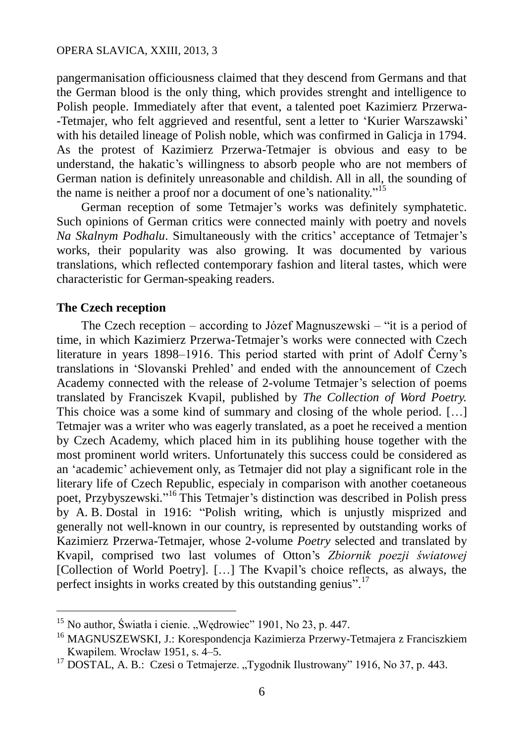pangermanisation officiousness claimed that they descend from Germans and that the German blood is the only thing, which provides strenght and intelligence to Polish people. Immediately after that event, a talented poet Kazimierz Przerwa-Tetmajer, who felt aggrieved and resentful, sent a letter to 'Kurier Warszawski' with his detailed lineage of Polish noble, which was confirmed in Galicja in 1794. As the protest of Kazimierz Przerwa-Tetmajer is obvious and easy to be understand, the hakatic's willingness to absorb people who are not members of German nation is definitely unreasonable and childish. All in all, the sounding of the name is neither a proof nor a document of one's nationality."[15]

German reception of some Tetmajer's works was definitely symphatetic. Such opinions of German critics were connected mainly with poetry and novels *Na Skalnym Podhalu*. Simultaneously with the critics' acceptance of Tetmajer's works, their popularity was also growing. It was documented by various translations, which reflected contemporary fashion and literal tastes, which were characteristic for German-speaking readers.

## The Czech reception

The Czech reception – according to Józef Magnuszewski – "it is a period of time, in which Kazimierz Przerwa-Tetmajer's works were connected with Czech literature in years 1898–1916. This period started with print of Adolf Černy's translations in 'Slovanski Prehled' and ended with the announcement of Czech Academy connected with the release of 2-volume Tetmajer's selection of poems translated by Franciszek Kvapil, published by *The Collection of Word Poetry.* This choice was a some kind of summary and closing of the whole period. […] Tetmajer was a writer who was eagerly translated, as a poet he received a mention by Czech Academy, which placed him in its publihing house together with the most prominent world writers. Unfortunately this success could be considered as an 'academic' achievement only, as Tetmajer did not play a significant role in the literary life of Czech Republic, especialy in comparison with another coetaneous poet, Przybyszewski."[16] This Tetmajer's distinction was described in Polish press by A. B. Dostal in 1916: "Polish writing, which is unjustly misprized and generally not well-known in our country, is represented by outstanding works of Kazimierz Przerwa-Tetmajer, whose 2-volume *Poetry* selected and translated by Kvapil, comprised two last volumes of Otton's *Zbiornik poezji światowej* [Collection of World Poetry]. […] The Kvapil's choice reflects, as always, the perfect insights in works created by this outstanding genius".[17]

---

[15] No author, Światła i cienie. „Wędrowiec" 1901, No 23, p. 447.

[16] MAGNUSZEWSKI, J.: Korespondencja Kazimierza Przerwy-Tetmajera z Franciszkiem Kwapilem. Wrocław 1951, s. 4–5.

[17] DOSTAL, A. B.: Czesi o Tetmajerze. „Tygodnik Ilustrowany" 1916, No 37, p. 443.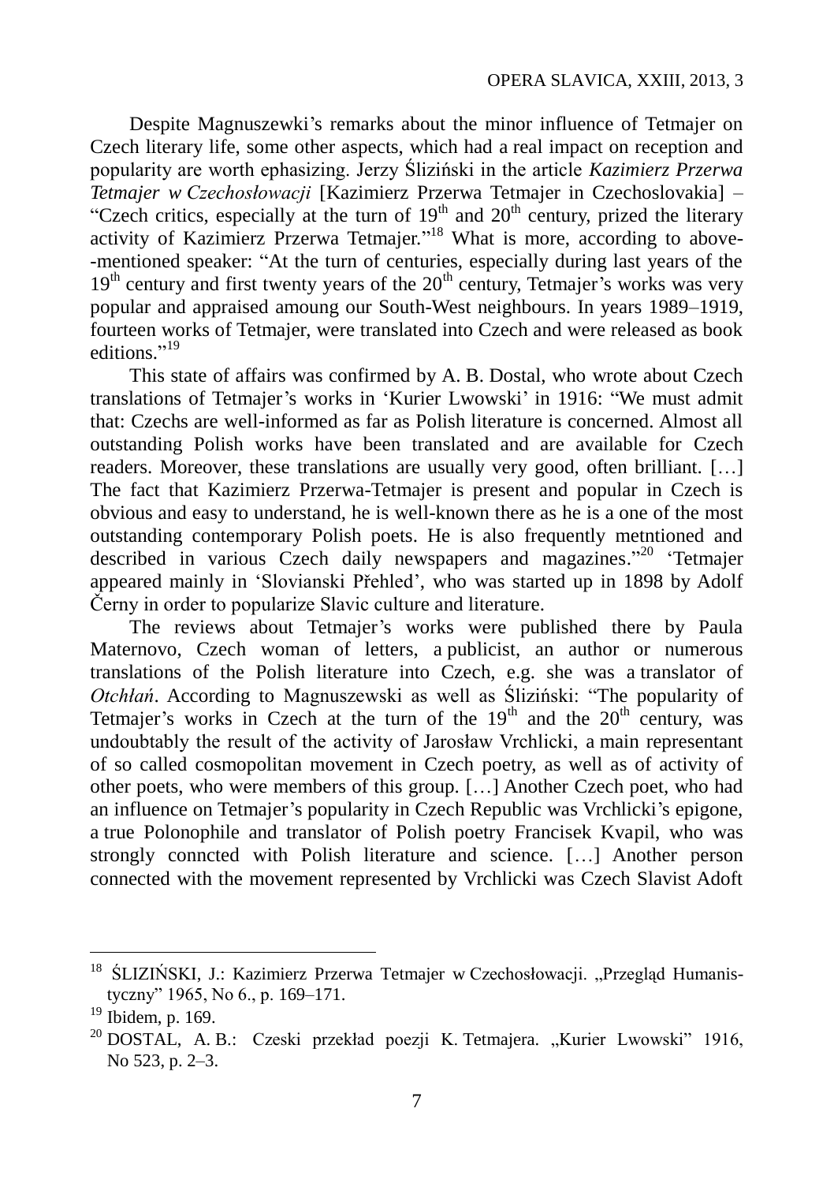Despite Magnuszewki's remarks about the minor influence of Tetmajer on Czech literary life, some other aspects, which had a real impact on reception and popularity are worth ephasizing. Jerzy Śliziński in the article *Kazimierz Przerwa Tetmajer w Czechosłowacji* [Kazimierz Przerwa Tetmajer in Czechoslovakia] – "Czech critics, especially at the turn of 19th and 20th century, prized the literary activity of Kazimierz Przerwa Tetmajer."[18] What is more, according to above--mentioned speaker: "At the turn of centuries, especially during last years of the 19th century and first twenty years of the 20th century, Tetmajer's works was very popular and appraised amoung our South-West neighbours. In years 1989–1919, fourteen works of Tetmajer, were translated into Czech and were released as book editions."[19]

This state of affairs was confirmed by A. B. Dostal, who wrote about Czech translations of Tetmajer's works in 'Kurier Lwowski' in 1916: "We must admit that: Czechs are well-informed as far as Polish literature is concerned. Almost all outstanding Polish works have been translated and are available for Czech readers. Moreover, these translations are usually very good, often brilliant. […] The fact that Kazimierz Przerwa-Tetmajer is present and popular in Czech is obvious and easy to understand, he is well-known there as he is a one of the most outstanding contemporary Polish poets. He is also frequently metntioned and described in various Czech daily newspapers and magazines."[20] 'Tetmajer appeared mainly in 'Slovianski Přehled', who was started up in 1898 by Adolf Černy in order to popularize Slavic culture and literature.

The reviews about Tetmajer's works were published there by Paula Maternovo, Czech woman of letters, a publicist, an author or numerous translations of the Polish literature into Czech, e.g. she was a translator of *Otchłań*. According to Magnuszewski as well as Śliziński: "The popularity of Tetmajer's works in Czech at the turn of the 19th and the 20th century, was undoubtably the result of the activity of Jarosław Vrchlicki, a main representant of so called cosmopolitan movement in Czech poetry, as well as of activity of other poets, who were members of this group. […] Another Czech poet, who had an influence on Tetmajer's popularity in Czech Republic was Vrchlicki's epigone, a true Polonophile and translator of Polish poetry Francisek Kvapil, who was strongly conncted with Polish literature and science. […] Another person connected with the movement represented by Vrchlicki was Czech Slavist Adoft

---

[18] ŚLIZIŃSKI, J.: Kazimierz Przerwa Tetmajer w Czechosłowacji. „Przegląd Humanistyczny" 1965, No 6., p. 169–171.

[19] Ibidem, p. 169.

[20] DOSTAL, A. B.: Czeski przekład poezji K. Tetmajera. „Kurier Lwowski" 1916, No 523, p. 2–3.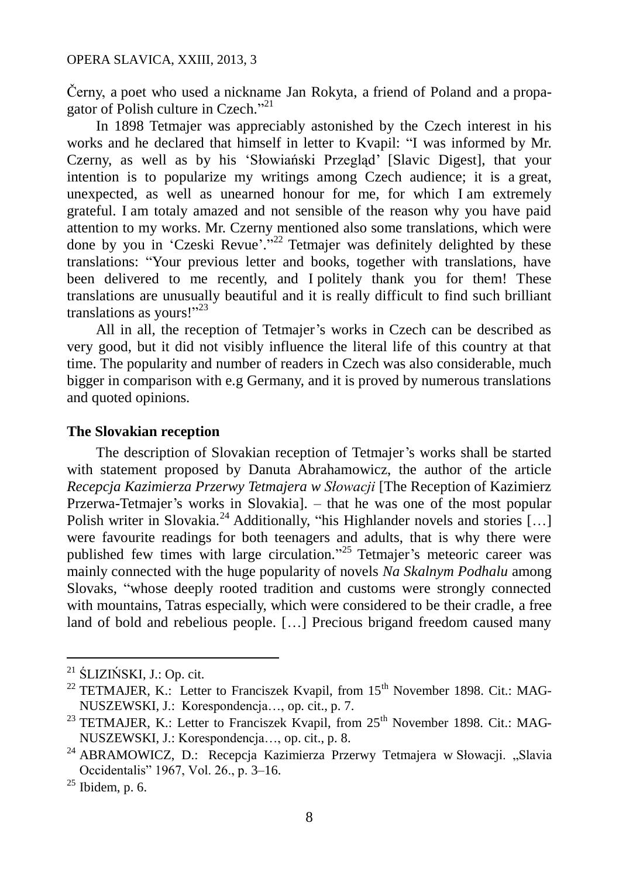Černy, a poet who used a nickname Jan Rokyta, a friend of Poland and a propagator of Polish culture in Czech."[21]

In 1898 Tetmajer was appreciably astonished by the Czech interest in his works and he declared that himself in letter to Kvapil: "I was informed by Mr. Czerny, as well as by his 'Słowiański Przegląd' [Slavic Digest], that your intention is to popularize my writings among Czech audience; it is a great, unexpected, as well as unearned honour for me, for which I am extremely grateful. I am totaly amazed and not sensible of the reason why you have paid attention to my works. Mr. Czerny mentioned also some translations, which were done by you in 'Czeski Revue'."[22] Tetmajer was definitely delighted by these translations: "Your previous letter and books, together with translations, have been delivered to me recently, and I politely thank you for them! These translations are unusually beautiful and it is really difficult to find such brilliant translations as yours!"[23]

All in all, the reception of Tetmajer's works in Czech can be described as very good, but it did not visibly influence the literal life of this country at that time. The popularity and number of readers in Czech was also considerable, much bigger in comparison with e.g Germany, and it is proved by numerous translations and quoted opinions.

### The Slovakian reception

The description of Slovakian reception of Tetmajer's works shall be started with statement proposed by Danuta Abrahamowicz, the author of the article *Recepcja Kazimierza Przerwy Tetmajera w Słowacji* [The Reception of Kazimierz Przerwa-Tetmajer's works in Slovakia]. – that he was one of the most popular Polish writer in Slovakia.[24] Additionally, "his Highlander novels and stories […] were favourite readings for both teenagers and adults, that is why there were published few times with large circulation."[25] Tetmajer's meteoric career was mainly connected with the huge popularity of novels *Na Skalnym Podhalu* among Slovaks, "whose deeply rooted tradition and customs were strongly connected with mountains, Tatras especially, which were considered to be their cradle, a free land of bold and rebelious people. […] Precious brigand freedom caused many

---

[21] ŚLIZIŃSKI, J.: Op. cit.

[22] TETMAJER, K.: Letter to Franciszek Kvapil, from 15th November 1898. Cit.: MAGNUSZEWSKI, J.: Korespondencja…, op. cit., p. 7.

[23] TETMAJER, K.: Letter to Franciszek Kvapil, from 25th November 1898. Cit.: MAGNUSZEWSKI, J.: Korespondencja…, op. cit., p. 8.

[24] ABRAMOWICZ, D.: Recepcja Kazimierza Przerwy Tetmajera w Słowacji. „Slavia Occidentalis" 1967, Vol. 26., p. 3–16.

[25] Ibidem, p. 6.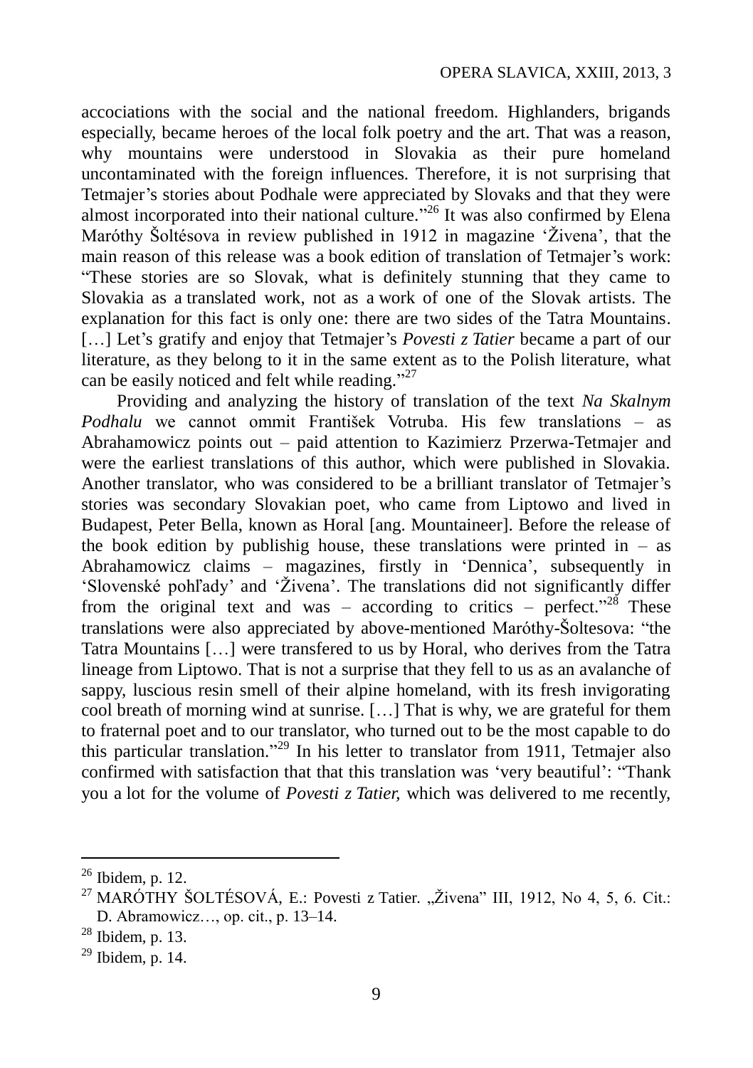accociations with the social and the national freedom. Highlanders, brigands especially, became heroes of the local folk poetry and the art. That was a reason, why mountains were understood in Slovakia as their pure homeland uncontaminated with the foreign influences. Therefore, it is not surprising that Tetmajer's stories about Podhale were appreciated by Slovaks and that they were almost incorporated into their national culture."[26] It was also confirmed by Elena Maróthy Šoltésova in review published in 1912 in magazine 'Živena', that the main reason of this release was a book edition of translation of Tetmajer's work: "These stories are so Slovak, what is definitely stunning that they came to Slovakia as a translated work, not as a work of one of the Slovak artists. The explanation for this fact is only one: there are two sides of the Tatra Mountains. […] Let's gratify and enjoy that Tetmajer's *Povesti z Tatier* became a part of our literature, as they belong to it in the same extent as to the Polish literature, what can be easily noticed and felt while reading."[27]

Providing and analyzing the history of translation of the text *Na Skalnym Podhalu* we cannot ommit František Votruba. His few translations – as Abrahamowicz points out – paid attention to Kazimierz Przerwa-Tetmajer and were the earliest translations of this author, which were published in Slovakia. Another translator, who was considered to be a brilliant translator of Tetmajer's stories was secondary Slovakian poet, who came from Liptowo and lived in Budapest, Peter Bella, known as Horal [ang. Mountaineer]. Before the release of the book edition by publishig house, these translations were printed in – as Abrahamowicz claims – magazines, firstly in 'Dennica', subsequently in 'Slovenské pohľady' and 'Živena'. The translations did not significantly differ from the original text and was – according to critics – perfect."[28] These translations were also appreciated by above-mentioned Maróthy-Šoltesova: "the Tatra Mountains […] were transfered to us by Horal, who derives from the Tatra lineage from Liptowo. That is not a surprise that they fell to us as an avalanche of sappy, luscious resin smell of their alpine homeland, with its fresh invigorating cool breath of morning wind at sunrise. […] That is why, we are grateful for them to fraternal poet and to our translator, who turned out to be the most capable to do this particular translation."[29] In his letter to translator from 1911, Tetmajer also confirmed with satisfaction that that this translation was 'very beautiful': "Thank you a lot for the volume of *Povesti z Tatier,* which was delivered to me recently,

---

[26] Ibidem, p. 12.

[27] MARÓTHY ŠOLTÉSOVÁ, E.: Povesti z Tatier. „Živena" III, 1912, No 4, 5, 6. Cit.: D. Abramowicz…, op. cit., p. 13–14.

[28] Ibidem, p. 13.

[29] Ibidem, p. 14.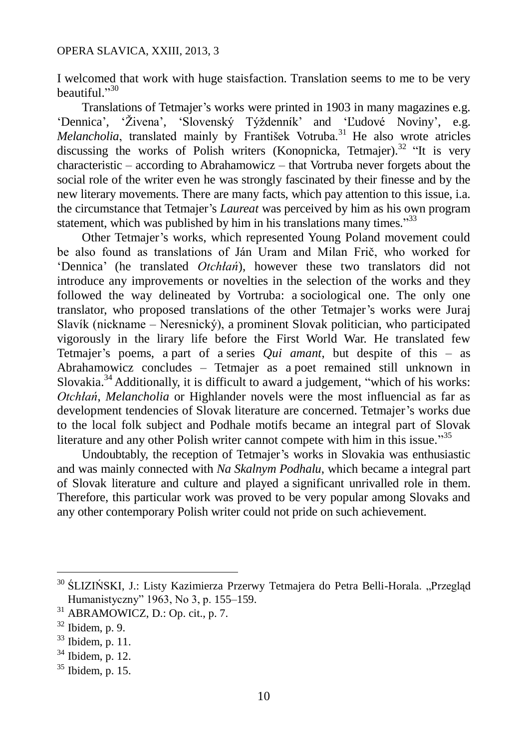I welcomed that work with huge staisfaction. Translation seems to me to be very beautiful."[30]

Translations of Tetmajer's works were printed in 1903 in many magazines e.g. 'Dennica', 'Živena', 'Slovenský Týždenník' and 'Ľudové Noviny', e.g. *Melancholia*, translated mainly by František Votruba.[31] He also wrote atricles discussing the works of Polish writers (Konopnicka, Tetmajer).[32] "It is very characteristic – according to Abrahamowicz – that Vortruba never forgets about the social role of the writer even he was strongly fascinated by their finesse and by the new literary movements. There are many facts, which pay attention to this issue, i.a. the circumstance that Tetmajer's *Laureat* was perceived by him as his own program statement, which was published by him in his translations many times."[33]

Other Tetmajer's works, which represented Young Poland movement could be also found as translations of Ján Uram and Milan Frič, who worked for 'Dennica' (he translated *Otchłań*), however these two translators did not introduce any improvements or novelties in the selection of the works and they followed the way delineated by Vortruba: a sociological one. The only one translator, who proposed translations of the other Tetmajer's works were Juraj Slavík (nickname – Neresnický), a prominent Slovak politician, who participated vigorously in the lirary life before the First World War. He translated few Tetmajer's poems, a part of a series *Qui amant*, but despite of this – as Abrahamowicz concludes – Tetmajer as a poet remained still unknown in Slovakia.[34] Additionally, it is difficult to award a judgement, "which of his works: *Otchłań*, *Melancholia* or Highlander novels were the most influencial as far as development tendencies of Slovak literature are concerned. Tetmajer's works due to the local folk subject and Podhale motifs became an integral part of Slovak literature and any other Polish writer cannot compete with him in this issue."[35]

Undoubtably, the reception of Tetmajer's works in Slovakia was enthusiastic and was mainly connected with *Na Skalnym Podhalu*, which became a integral part of Slovak literature and culture and played a significant unrivalled role in them. Therefore, this particular work was proved to be very popular among Slovaks and any other contemporary Polish writer could not pride on such achievement.

---

[30] ŚLIZIŃSKI, J.: Listy Kazimierza Przerwy Tetmajera do Petra Belli-Horala. „Przegląd Humanistyczny" 1963, No 3, p. 155–159.

[31] ABRAMOWICZ, D.: Op. cit., p. 7.

[32] Ibidem, p. 9.

[33] Ibidem, p. 11.

[34] Ibidem, p. 12.

[35] Ibidem, p. 15.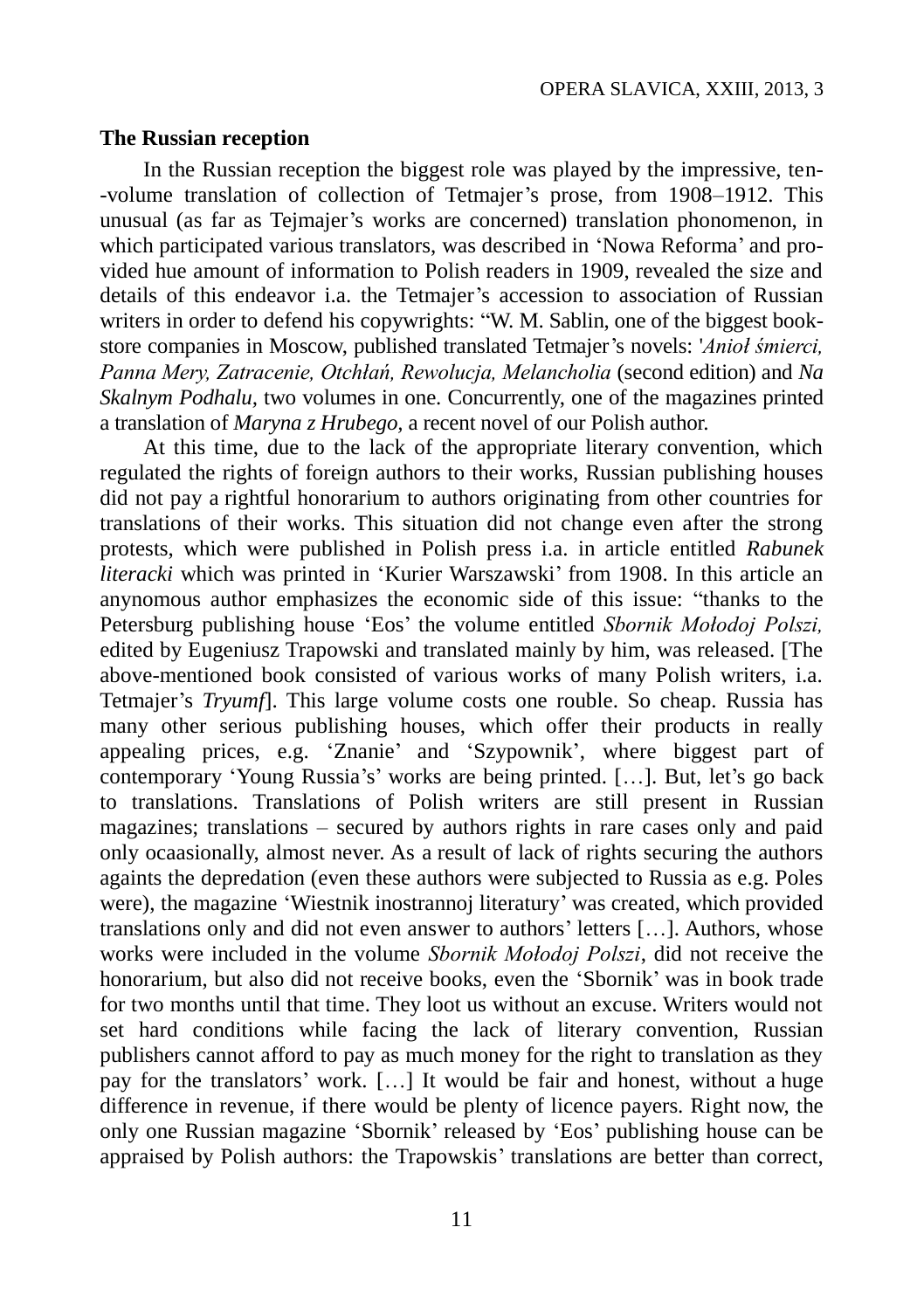## The Russian reception

In the Russian reception the biggest role was played by the impressive, ten--volume translation of collection of Tetmajer's prose, from 1908–1912. This unusual (as far as Tejmajer's works are concerned) translation phonomenon, in which participated various translators, was described in 'Nowa Reforma' and provided hue amount of information to Polish readers in 1909, revealed the size and details of this endeavor i.a. the Tetmajer's accession to association of Russian writers in order to defend his copywrights: "W. M. Sablin, one of the biggest bookstore companies in Moscow, published translated Tetmajer's novels: '*Anioł śmierci, Panna Mery, Zatracenie, Otchłań, Rewolucja, Melancholia* (second edition) and *Na Skalnym Podhalu*, two volumes in one. Concurrently, one of the magazines printed a translation of *Maryna z Hrubego*, a recent novel of our Polish author.

At this time, due to the lack of the appropriate literary convention, which regulated the rights of foreign authors to their works, Russian publishing houses did not pay a rightful honorarium to authors originating from other countries for translations of their works. This situation did not change even after the strong protests, which were published in Polish press i.a. in article entitled *Rabunek literacki* which was printed in 'Kurier Warszawski' from 1908. In this article an anynomous author emphasizes the economic side of this issue: "thanks to the Petersburg publishing house 'Eos' the volume entitled *Sbornik Mołodoj Polszi,* edited by Eugeniusz Trapowski and translated mainly by him, was released. [The above-mentioned book consisted of various works of many Polish writers, i.a. Tetmajer's *Tryumf*]. This large volume costs one rouble. So cheap. Russia has many other serious publishing houses, which offer their products in really appealing prices, e.g. 'Znanie' and 'Szypownik', where biggest part of contemporary 'Young Russia's' works are being printed. […]. But, let's go back to translations. Translations of Polish writers are still present in Russian magazines; translations – secured by authors rights in rare cases only and paid only ocaasionally, almost never. As a result of lack of rights securing the authors againts the depredation (even these authors were subjected to Russia as e.g. Poles were), the magazine 'Wiestnik inostrannoj literatury' was created, which provided translations only and did not even answer to authors' letters […]. Authors, whose works were included in the volume *Sbornik Mołodoj Polszi*, did not receive the honorarium, but also did not receive books, even the 'Sbornik' was in book trade for two months until that time. They loot us without an excuse. Writers would not set hard conditions while facing the lack of literary convention, Russian publishers cannot afford to pay as much money for the right to translation as they pay for the translators' work. […] It would be fair and honest, without a huge difference in revenue, if there would be plenty of licence payers. Right now, the only one Russian magazine 'Sbornik' released by 'Eos' publishing house can be appraised by Polish authors: the Trapowskis' translations are better than correct,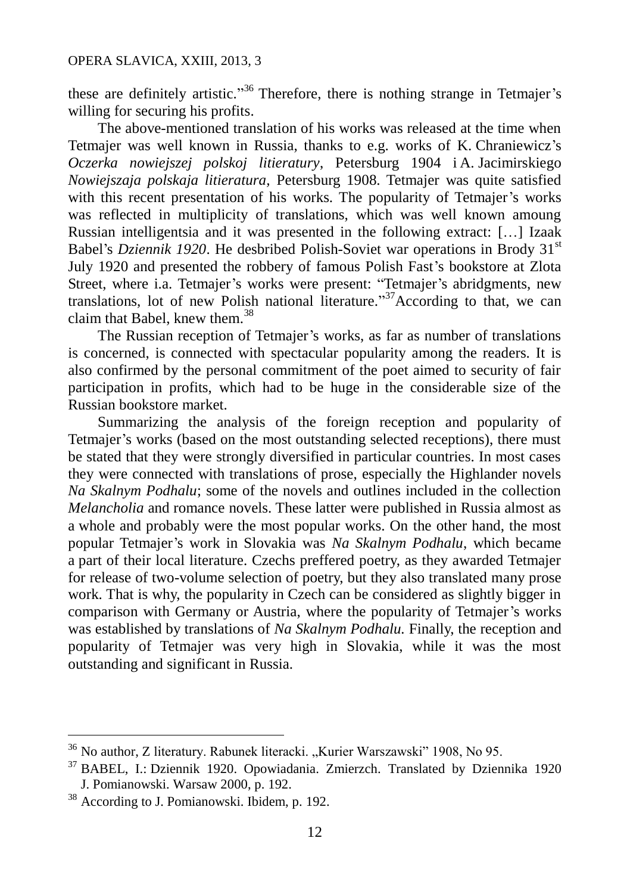these are definitely artistic."[36] Therefore, there is nothing strange in Tetmajer's willing for securing his profits.

The above-mentioned translation of his works was released at the time when Tetmajer was well known in Russia, thanks to e.g. works of K. Chraniewicz's *Oczerka nowiejszej polskoj litieratury*, Petersburg 1904 i A. Jacimirskiego *Nowiejszaja polskaja litieratura*, Petersburg 1908. Tetmajer was quite satisfied with this recent presentation of his works. The popularity of Tetmajer's works was reflected in multiplicity of translations, which was well known amoung Russian intelligentsia and it was presented in the following extract: […] Izaak Babel's *Dziennik 1920*. He desbribed Polish-Soviet war operations in Brody 31[st] July 1920 and presented the robbery of famous Polish Fast's bookstore at Zlota Street, where i.a. Tetmajer's works were present: "Tetmajer's abridgments, new translations, lot of new Polish national literature."[37] According to that, we can claim that Babel, knew them.[38]

The Russian reception of Tetmajer's works, as far as number of translations is concerned, is connected with spectacular popularity among the readers. It is also confirmed by the personal commitment of the poet aimed to security of fair participation in profits, which had to be huge in the considerable size of the Russian bookstore market.

Summarizing the analysis of the foreign reception and popularity of Tetmajer's works (based on the most outstanding selected receptions), there must be stated that they were strongly diversified in particular countries. In most cases they were connected with translations of prose, especially the Highlander novels *Na Skalnym Podhalu*; some of the novels and outlines included in the collection *Melancholia* and romance novels. These latter were published in Russia almost as a whole and probably were the most popular works. On the other hand, the most popular Tetmajer's work in Slovakia was *Na Skalnym Podhalu*, which became a part of their local literature. Czechs preffered poetry, as they awarded Tetmajer for release of two-volume selection of poetry, but they also translated many prose work. That is why, the popularity in Czech can be considered as slightly bigger in comparison with Germany or Austria, where the popularity of Tetmajer's works was established by translations of *Na Skalnym Podhalu.* Finally, the reception and popularity of Tetmajer was very high in Slovakia, while it was the most outstanding and significant in Russia.

---

[36] No author, Z literatury. Rabunek literacki. „Kurier Warszawski" 1908, No 95.

[37] BABEL, I.: Dziennik 1920. Opowiadania. Zmierzch. Translated by Dziennika 1920 J. Pomianowski. Warsaw 2000, p. 192.

[38] According to J. Pomianowski. Ibidem, p. 192.